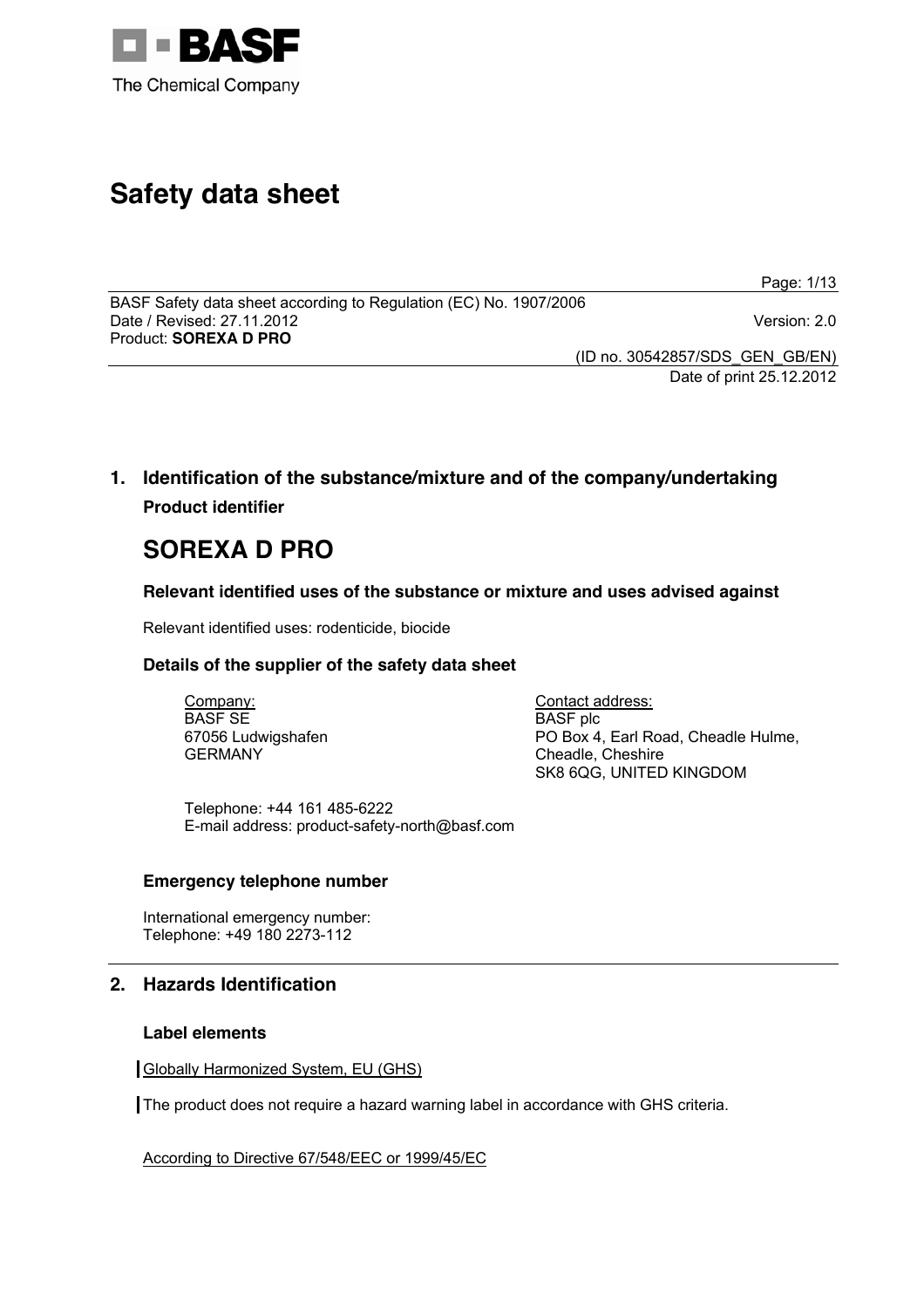BASF
The Chemical Company

# Safety data sheet

BASF Safety data sheet according to Regulation (EC) No. 1907/2006
Date / Revised: 27.11.2012 Version: 2.0
Product: **SOREXA D PRO**

(ID no. 30542857/SDS_GEN_GB/EN)
Date of print 25.12.2012

## 1. Identification of the substance/mixture and of the company/undertaking

**Product identifier**

# SOREXA D PRO

### Relevant identified uses of the substance or mixture and uses advised against

Relevant identified uses: rodenticide, biocide

### Details of the supplier of the safety data sheet

Company:
BASF SE
67056 Ludwigshafen
GERMANY

Contact address:
BASF plc
PO Box 4, Earl Road, Cheadle Hulme,
Cheadle, Cheshire
SK8 6QG, UNITED KINGDOM

Telephone: +44 161 485-6222
E-mail address: product-safety-north@basf.com

### Emergency telephone number

International emergency number:
Telephone: +49 180 2273-112

## 2. Hazards Identification

### Label elements

Globally Harmonized System, EU (GHS)

The product does not require a hazard warning label in accordance with GHS criteria.

According to Directive 67/548/EEC or 1999/45/EC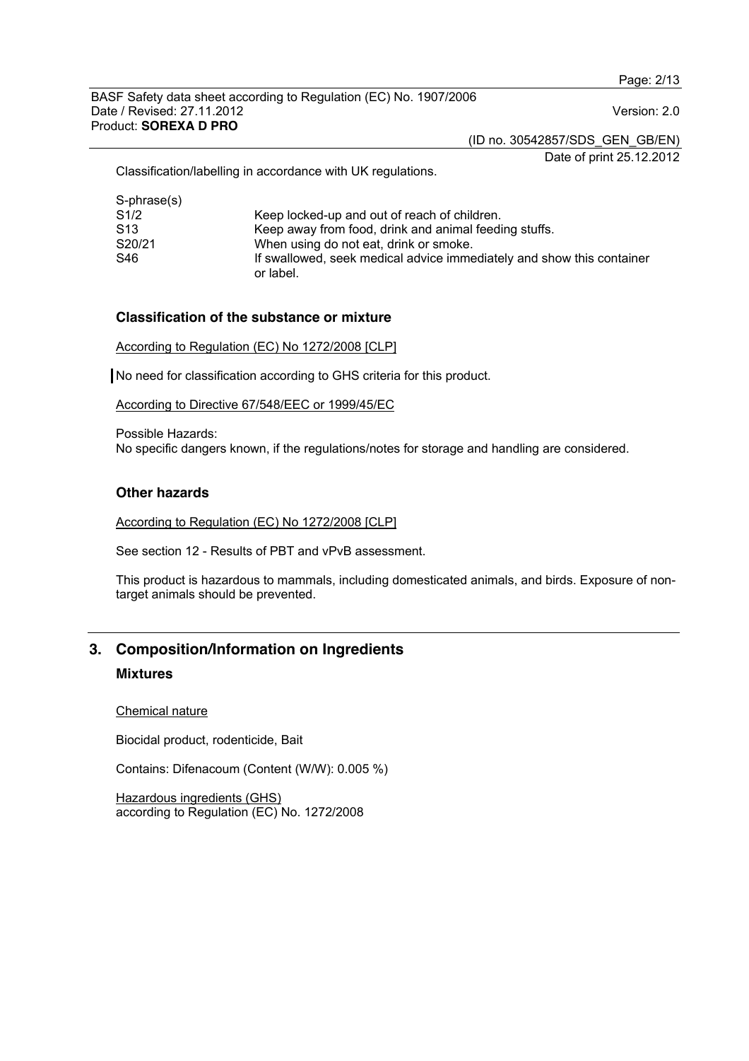Classification/labelling in accordance with UK regulations.

| S-phrase(s) | |
|---|---|
| S1/2 | Keep locked-up and out of reach of children. |
| S13 | Keep away from food, drink and animal feeding stuffs. |
| S20/21 | When using do not eat, drink or smoke. |
| S46 | If swallowed, seek medical advice immediately and show this container or label. |

### Classification of the substance or mixture

According to Regulation (EC) No 1272/2008 [CLP]

No need for classification according to GHS criteria for this product.

According to Directive 67/548/EEC or 1999/45/EC

Possible Hazards:
No specific dangers known, if the regulations/notes for storage and handling are considered.

### Other hazards

According to Regulation (EC) No 1272/2008 [CLP]

See section 12 - Results of PBT and vPvB assessment.

This product is hazardous to mammals, including domesticated animals, and birds. Exposure of non-target animals should be prevented.

## 3. Composition/Information on Ingredients

### Mixtures

Chemical nature

Biocidal product, rodenticide, Bait

Contains: Difenacoum (Content (W/W): 0.005 %)

Hazardous ingredients (GHS)
according to Regulation (EC) No. 1272/2008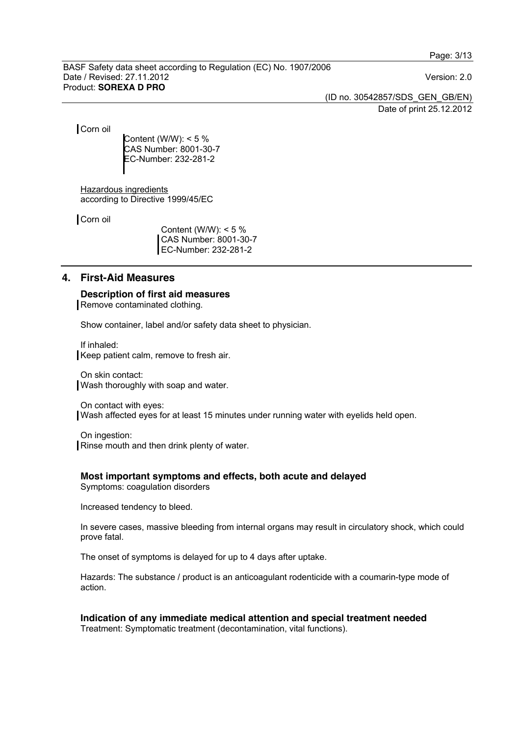Corn oil

Content (W/W): < 5 %
CAS Number: 8001-30-7
EC-Number: 232-281-2

Hazardous ingredients
according to Directive 1999/45/EC

Corn oil

Content (W/W): < 5 %
CAS Number: 8001-30-7
EC-Number: 232-281-2

## 4. First-Aid Measures

### Description of first aid measures

Remove contaminated clothing.

Show container, label and/or safety data sheet to physician.

If inhaled:
Keep patient calm, remove to fresh air.

On skin contact:
Wash thoroughly with soap and water.

On contact with eyes:
Wash affected eyes for at least 15 minutes under running water with eyelids held open.

On ingestion:
Rinse mouth and then drink plenty of water.

### Most important symptoms and effects, both acute and delayed

Symptoms: coagulation disorders

Increased tendency to bleed.

In severe cases, massive bleeding from internal organs may result in circulatory shock, which could prove fatal.

The onset of symptoms is delayed for up to 4 days after uptake.

Hazards: The substance / product is an anticoagulant rodenticide with a coumarin-type mode of action.

### Indication of any immediate medical attention and special treatment needed

Treatment: Symptomatic treatment (decontamination, vital functions).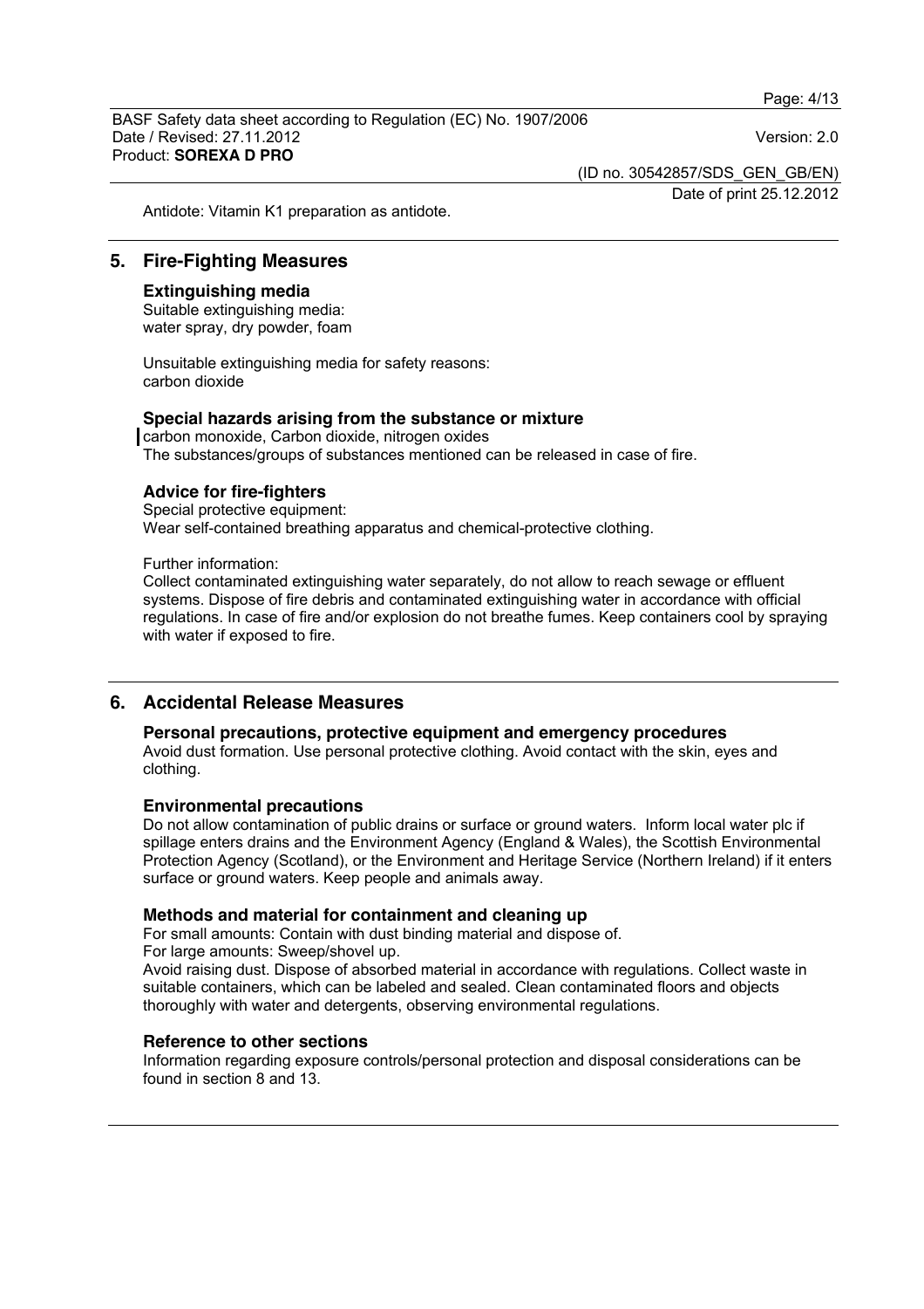Antidote: Vitamin K1 preparation as antidote.

## 5. Fire-Fighting Measures

### Extinguishing media

Suitable extinguishing media:
water spray, dry powder, foam

Unsuitable extinguishing media for safety reasons:
carbon dioxide

### Special hazards arising from the substance or mixture

carbon monoxide, Carbon dioxide, nitrogen oxides
The substances/groups of substances mentioned can be released in case of fire.

### Advice for fire-fighters

Special protective equipment:
Wear self-contained breathing apparatus and chemical-protective clothing.

Further information:
Collect contaminated extinguishing water separately, do not allow to reach sewage or effluent systems. Dispose of fire debris and contaminated extinguishing water in accordance with official regulations. In case of fire and/or explosion do not breathe fumes. Keep containers cool by spraying with water if exposed to fire.

## 6. Accidental Release Measures

### Personal precautions, protective equipment and emergency procedures

Avoid dust formation. Use personal protective clothing. Avoid contact with the skin, eyes and clothing.

### Environmental precautions

Do not allow contamination of public drains or surface or ground waters. Inform local water plc if spillage enters drains and the Environment Agency (England & Wales), the Scottish Environmental Protection Agency (Scotland), or the Environment and Heritage Service (Northern Ireland) if it enters surface or ground waters. Keep people and animals away.

### Methods and material for containment and cleaning up

For small amounts: Contain with dust binding material and dispose of.
For large amounts: Sweep/shovel up.
Avoid raising dust. Dispose of absorbed material in accordance with regulations. Collect waste in suitable containers, which can be labeled and sealed. Clean contaminated floors and objects thoroughly with water and detergents, observing environmental regulations.

### Reference to other sections

Information regarding exposure controls/personal protection and disposal considerations can be found in section 8 and 13.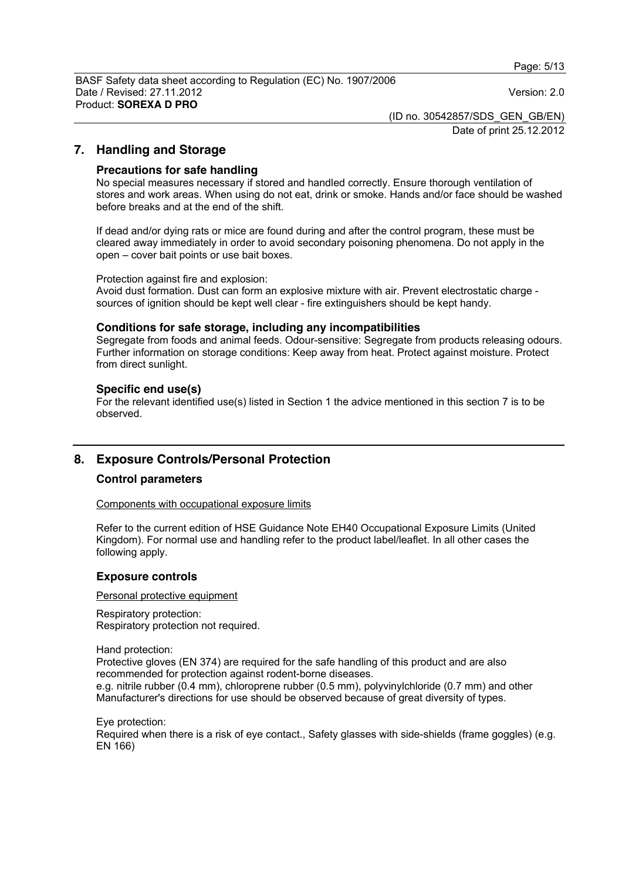## 7. Handling and Storage

### Precautions for safe handling

No special measures necessary if stored and handled correctly. Ensure thorough ventilation of stores and work areas. When using do not eat, drink or smoke. Hands and/or face should be washed before breaks and at the end of the shift.

If dead and/or dying rats or mice are found during and after the control program, these must be cleared away immediately in order to avoid secondary poisoning phenomena. Do not apply in the open – cover bait points or use bait boxes.

Protection against fire and explosion:
Avoid dust formation. Dust can form an explosive mixture with air. Prevent electrostatic charge - sources of ignition should be kept well clear - fire extinguishers should be kept handy.

### Conditions for safe storage, including any incompatibilities

Segregate from foods and animal feeds. Odour-sensitive: Segregate from products releasing odours. Further information on storage conditions: Keep away from heat. Protect against moisture. Protect from direct sunlight.

### Specific end use(s)

For the relevant identified use(s) listed in Section 1 the advice mentioned in this section 7 is to be observed.

## 8. Exposure Controls/Personal Protection

### Control parameters

Components with occupational exposure limits

Refer to the current edition of HSE Guidance Note EH40 Occupational Exposure Limits (United Kingdom). For normal use and handling refer to the product label/leaflet. In all other cases the following apply.

### Exposure controls

Personal protective equipment

Respiratory protection:
Respiratory protection not required.

Hand protection:
Protective gloves (EN 374) are required for the safe handling of this product and are also recommended for protection against rodent-borne diseases.
e.g. nitrile rubber (0.4 mm), chloroprene rubber (0.5 mm), polyvinylchloride (0.7 mm) and other Manufacturer's directions for use should be observed because of great diversity of types.

Eye protection:
Required when there is a risk of eye contact., Safety glasses with side-shields (frame goggles) (e.g. EN 166)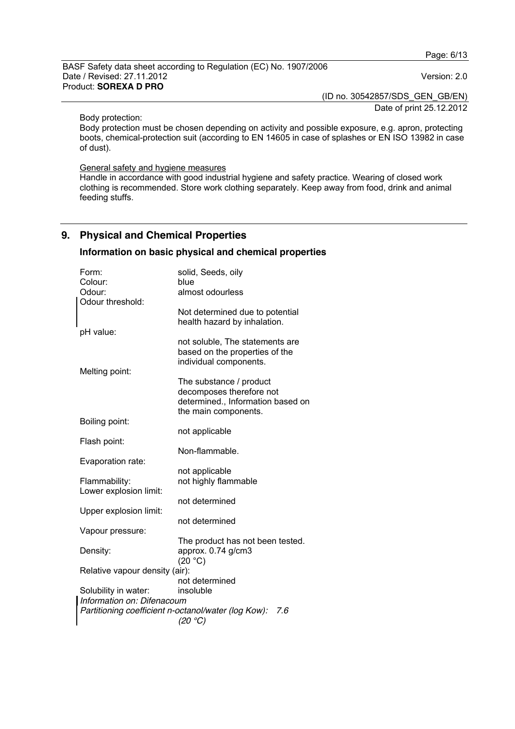Body protection:

Body protection must be chosen depending on activity and possible exposure, e.g. apron, protecting boots, chemical-protection suit (according to EN 14605 in case of splashes or EN ISO 13982 in case of dust).

General safety and hygiene measures

Handle in accordance with good industrial hygiene and safety practice. Wearing of closed work clothing is recommended. Store work clothing separately. Keep away from food, drink and animal feeding stuffs.

## 9. Physical and Chemical Properties

### Information on basic physical and chemical properties

| | |
|---|---|
| Form: | solid, Seeds, oily |
| Colour: | blue |
| Odour: | almost odourless |
| Odour threshold: | Not determined due to potential health hazard by inhalation. |
| pH value: | not soluble, The statements are based on the properties of the individual components. |
| Melting point: | The substance / product decomposes therefore not determined., Information based on the main components. |
| Boiling point: | not applicable |
| Flash point: | Non-flammable. |
| Evaporation rate: | not applicable |
| Flammability: | not highly flammable |
| Lower explosion limit: | not determined |
| Upper explosion limit: | not determined |
| Vapour pressure: | The product has not been tested. |
| Density: | approx. 0.74 g/cm3 (20 °C) |
| Relative vapour density (air): | not determined |
| Solubility in water: | insoluble |

*Information on: Difenacoum*

*Partitioning coefficient n-octanol/water (log Kow): 7.6 (20 °C)*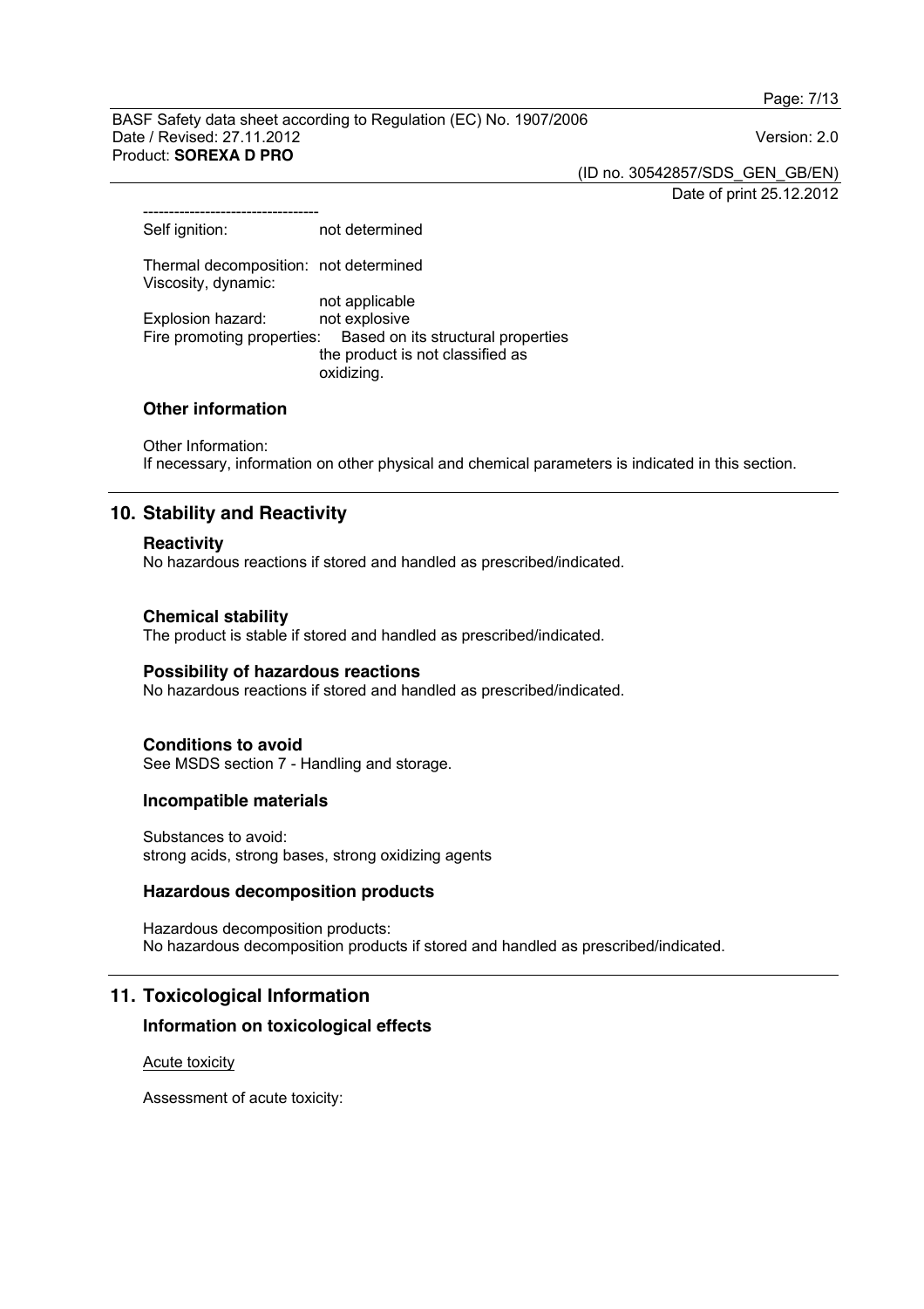----------------------------------

Self ignition: not determined

Thermal decomposition: not determined

Viscosity, dynamic: not applicable

Explosion hazard: not explosive

Fire promoting properties: Based on its structural properties the product is not classified as oxidizing.

### Other information

Other Information:
If necessary, information on other physical and chemical parameters is indicated in this section.

## 10. Stability and Reactivity

### Reactivity

No hazardous reactions if stored and handled as prescribed/indicated.

### Chemical stability

The product is stable if stored and handled as prescribed/indicated.

### Possibility of hazardous reactions

No hazardous reactions if stored and handled as prescribed/indicated.

### Conditions to avoid

See MSDS section 7 - Handling and storage.

### Incompatible materials

Substances to avoid:
strong acids, strong bases, strong oxidizing agents

### Hazardous decomposition products

Hazardous decomposition products:
No hazardous decomposition products if stored and handled as prescribed/indicated.

## 11. Toxicological Information

### Information on toxicological effects

Acute toxicity

Assessment of acute toxicity: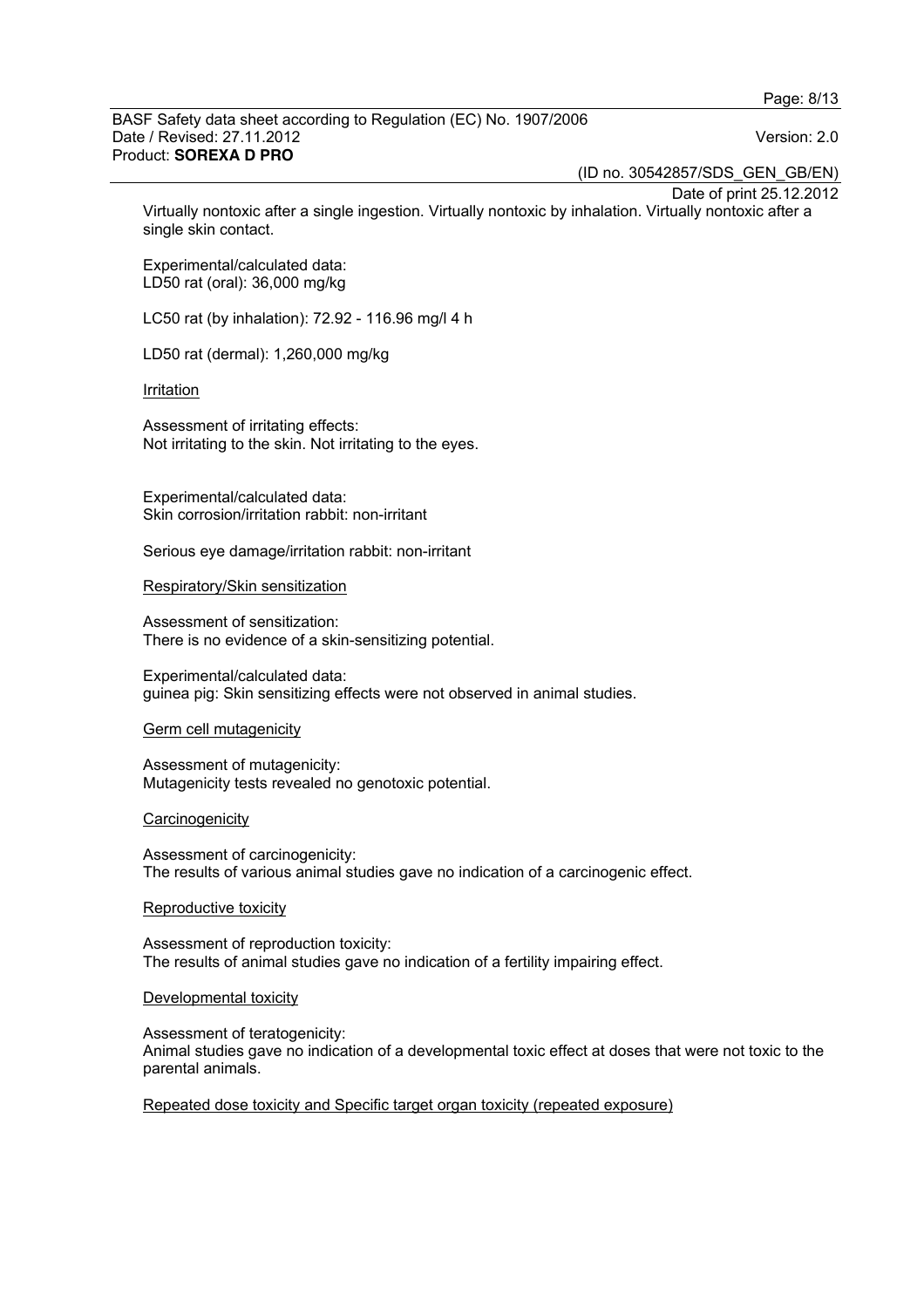Virtually nontoxic after a single ingestion. Virtually nontoxic by inhalation. Virtually nontoxic after a single skin contact.

Experimental/calculated data:
LD50 rat (oral): 36,000 mg/kg

LC50 rat (by inhalation): 72.92 - 116.96 mg/l 4 h

LD50 rat (dermal): 1,260,000 mg/kg

Irritation

Assessment of irritating effects:
Not irritating to the skin. Not irritating to the eyes.

Experimental/calculated data:
Skin corrosion/irritation rabbit: non-irritant

Serious eye damage/irritation rabbit: non-irritant

Respiratory/Skin sensitization

Assessment of sensitization:
There is no evidence of a skin-sensitizing potential.

Experimental/calculated data:
guinea pig: Skin sensitizing effects were not observed in animal studies.

Germ cell mutagenicity

Assessment of mutagenicity:
Mutagenicity tests revealed no genotoxic potential.

Carcinogenicity

Assessment of carcinogenicity:
The results of various animal studies gave no indication of a carcinogenic effect.

Reproductive toxicity

Assessment of reproduction toxicity:
The results of animal studies gave no indication of a fertility impairing effect.

Developmental toxicity

Assessment of teratogenicity:
Animal studies gave no indication of a developmental toxic effect at doses that were not toxic to the parental animals.

Repeated dose toxicity and Specific target organ toxicity (repeated exposure)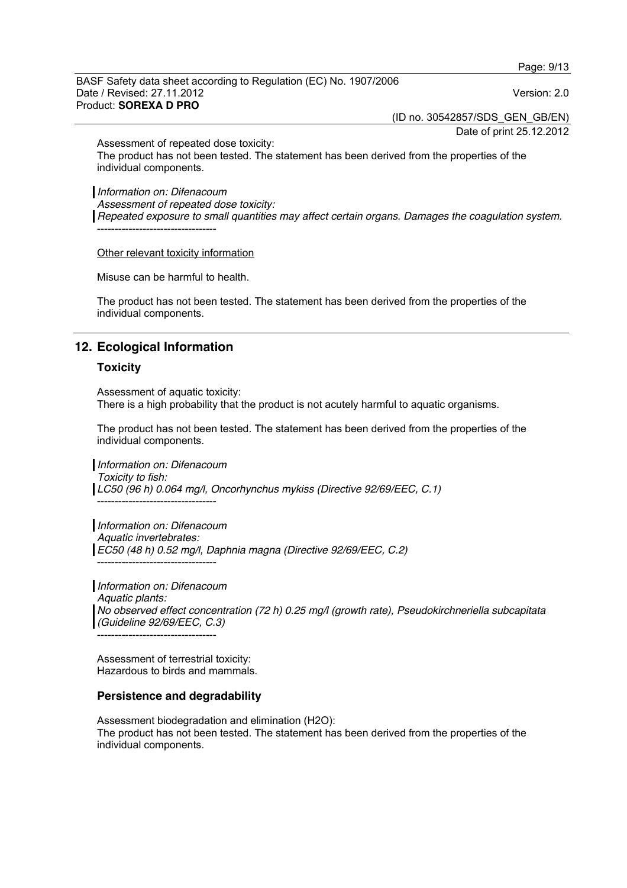Assessment of repeated dose toxicity:
The product has not been tested. The statement has been derived from the properties of the individual components.

*Information on: Difenacoum*
*Assessment of repeated dose toxicity:*
*Repeated exposure to small quantities may affect certain organs. Damages the coagulation system.*
----------------------------------

Other relevant toxicity information

Misuse can be harmful to health.

The product has not been tested. The statement has been derived from the properties of the individual components.

## 12. Ecological Information

### Toxicity

Assessment of aquatic toxicity:
There is a high probability that the product is not acutely harmful to aquatic organisms.

The product has not been tested. The statement has been derived from the properties of the individual components.

*Information on: Difenacoum*
*Toxicity to fish:*
*LC50 (96 h) 0.064 mg/l, Oncorhynchus mykiss (Directive 92/69/EEC, C.1)*
----------------------------------

*Information on: Difenacoum*
*Aquatic invertebrates:*
*EC50 (48 h) 0.52 mg/l, Daphnia magna (Directive 92/69/EEC, C.2)*
----------------------------------

*Information on: Difenacoum*
*Aquatic plants:*
*No observed effect concentration (72 h) 0.25 mg/l (growth rate), Pseudokirchneriella subcapitata (Guideline 92/69/EEC, C.3)*
----------------------------------

Assessment of terrestrial toxicity:
Hazardous to birds and mammals.

### Persistence and degradability

Assessment biodegradation and elimination ($H_2O$):
The product has not been tested. The statement has been derived from the properties of the individual components.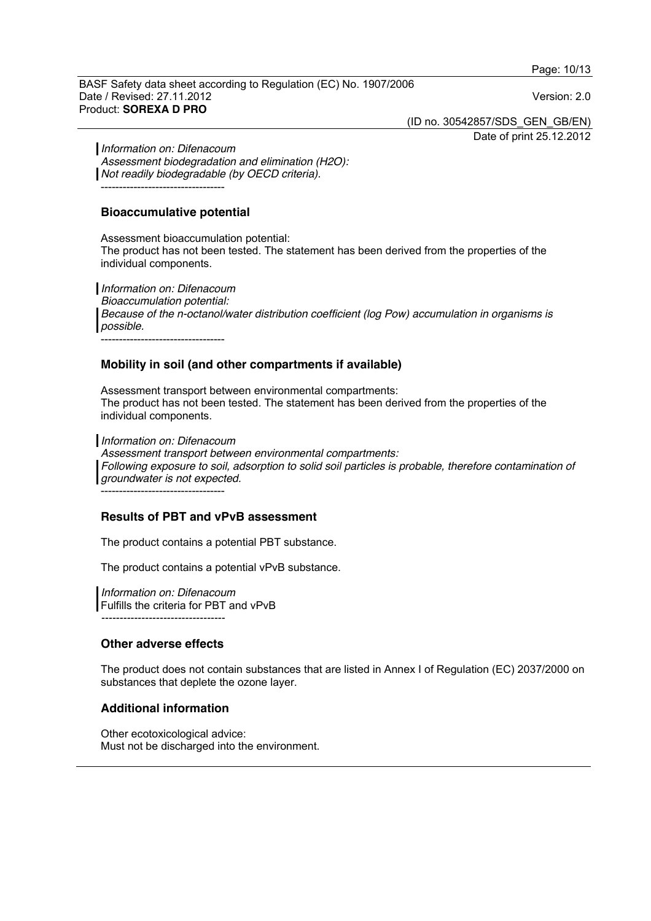*Information on: Difenacoum*
*Assessment biodegradation and elimination (H2O):*
*Not readily biodegradable (by OECD criteria).*

----------------------------------

### Bioaccumulative potential

Assessment bioaccumulation potential:
The product has not been tested. The statement has been derived from the properties of the individual components.

*Information on: Difenacoum*
*Bioaccumulation potential:*
*Because of the n-octanol/water distribution coefficient (log Pow) accumulation in organisms is possible.*

----------------------------------

### Mobility in soil (and other compartments if available)

Assessment transport between environmental compartments:
The product has not been tested. The statement has been derived from the properties of the individual components.

*Information on: Difenacoum*
*Assessment transport between environmental compartments:*
*Following exposure to soil, adsorption to solid soil particles is probable, therefore contamination of groundwater is not expected.*

----------------------------------

### Results of PBT and vPvB assessment

The product contains a potential PBT substance.

The product contains a potential vPvB substance.

*Information on: Difenacoum*
Fulfills the criteria for PBT and vPvB

----------------------------------

### Other adverse effects

The product does not contain substances that are listed in Annex I of Regulation (EC) 2037/2000 on substances that deplete the ozone layer.

### Additional information

Other ecotoxicological advice:
Must not be discharged into the environment.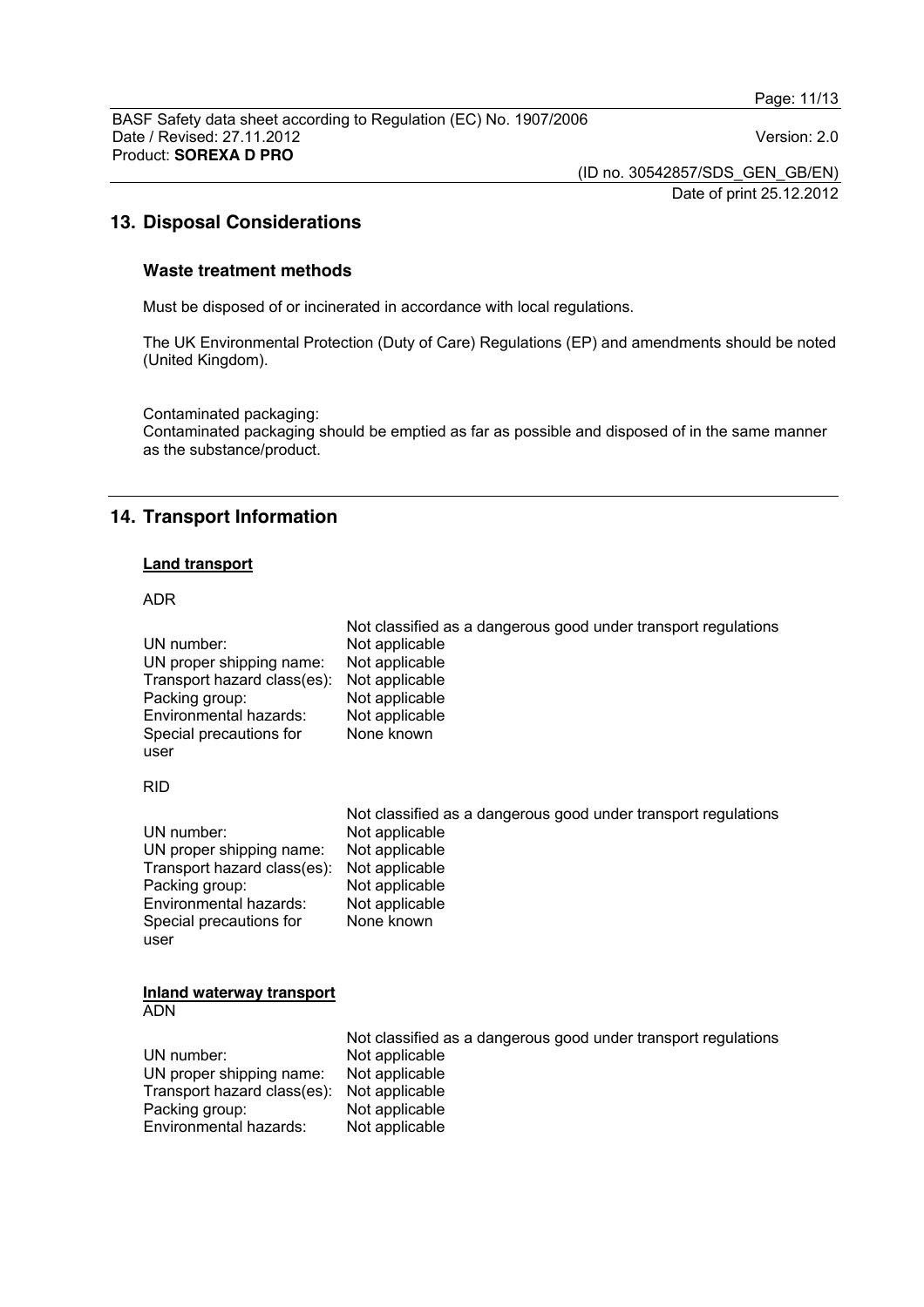## 13. Disposal Considerations

### Waste treatment methods

Must be disposed of or incinerated in accordance with local regulations.

The UK Environmental Protection (Duty of Care) Regulations (EP) and amendments should be noted (United Kingdom).

Contaminated packaging:
Contaminated packaging should be emptied as far as possible and disposed of in the same manner as the substance/product.

## 14. Transport Information

**Land transport**

ADR

| | Not classified as a dangerous good under transport regulations |
|---|---|
| UN number: | Not applicable |
| UN proper shipping name: | Not applicable |
| Transport hazard class(es): | Not applicable |
| Packing group: | Not applicable |
| Environmental hazards: | Not applicable |
| Special precautions for user | None known |

RID

| | Not classified as a dangerous good under transport regulations |
|---|---|
| UN number: | Not applicable |
| UN proper shipping name: | Not applicable |
| Transport hazard class(es): | Not applicable |
| Packing group: | Not applicable |
| Environmental hazards: | Not applicable |
| Special precautions for user | None known |

**Inland waterway transport**

ADN

| | Not classified as a dangerous good under transport regulations |
|---|---|
| UN number: | Not applicable |
| UN proper shipping name: | Not applicable |
| Transport hazard class(es): | Not applicable |
| Packing group: | Not applicable |
| Environmental hazards: | Not applicable |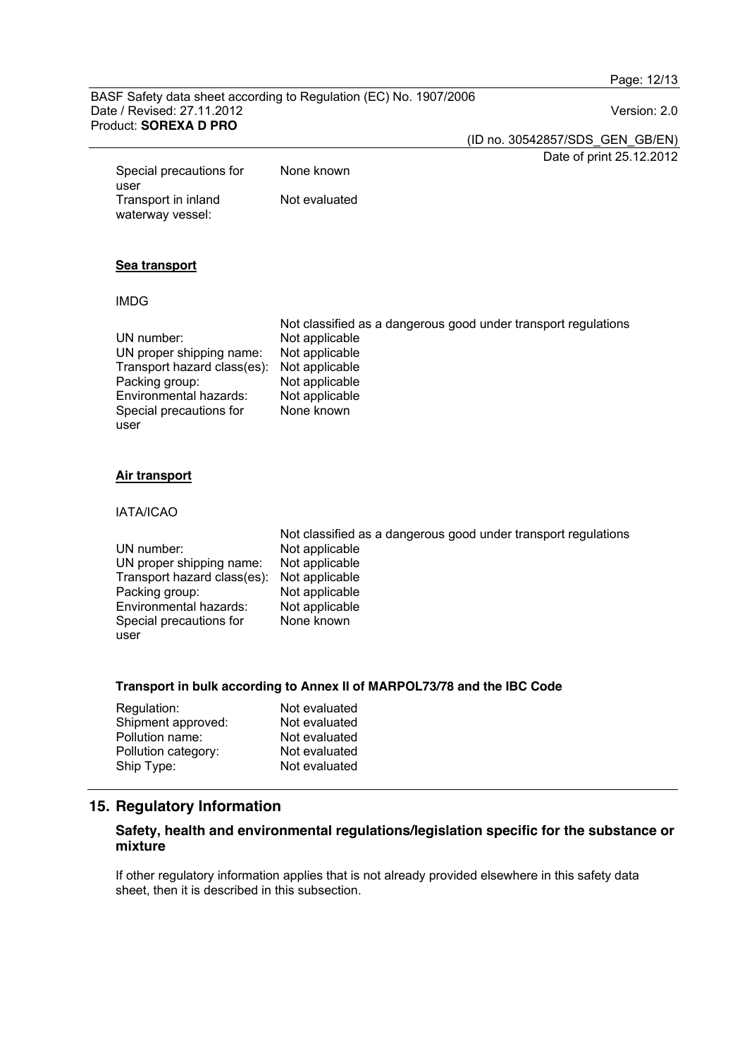| | |
|---|---|
| Special precautions for user | None known |
| Transport in inland waterway vessel: | Not evaluated |

**Sea transport**

IMDG

| | |
|---|---|
| | Not classified as a dangerous good under transport regulations |
| UN number: | Not applicable |
| UN proper shipping name: | Not applicable |
| Transport hazard class(es): | Not applicable |
| Packing group: | Not applicable |
| Environmental hazards: | Not applicable |
| Special precautions for user | None known |

**Air transport**

IATA/ICAO

| | |
|---|---|
| | Not classified as a dangerous good under transport regulations |
| UN number: | Not applicable |
| UN proper shipping name: | Not applicable |
| Transport hazard class(es): | Not applicable |
| Packing group: | Not applicable |
| Environmental hazards: | Not applicable |
| Special precautions for user | None known |

**Transport in bulk according to Annex II of MARPOL73/78 and the IBC Code**

| | |
|---|---|
| Regulation: | Not evaluated |
| Shipment approved: | Not evaluated |
| Pollution name: | Not evaluated |
| Pollution category: | Not evaluated |
| Ship Type: | Not evaluated |

## 15. Regulatory Information

### Safety, health and environmental regulations/legislation specific for the substance or mixture

If other regulatory information applies that is not already provided elsewhere in this safety data sheet, then it is described in this subsection.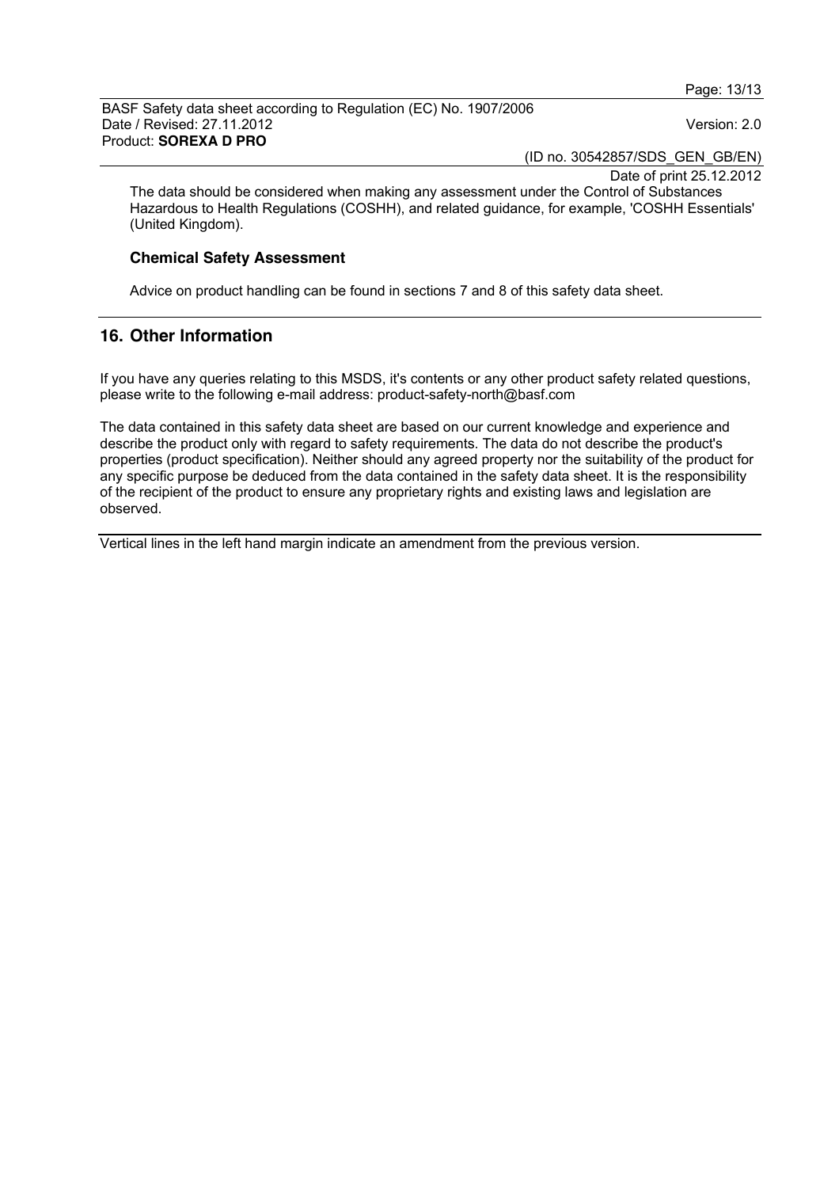The data should be considered when making any assessment under the Control of Substances Hazardous to Health Regulations (COSHH), and related guidance, for example, 'COSHH Essentials' (United Kingdom).

### Chemical Safety Assessment

Advice on product handling can be found in sections 7 and 8 of this safety data sheet.

## 16. Other Information

If you have any queries relating to this MSDS, it's contents or any other product safety related questions, please write to the following e-mail address: product-safety-north@basf.com

The data contained in this safety data sheet are based on our current knowledge and experience and describe the product only with regard to safety requirements. The data do not describe the product's properties (product specification). Neither should any agreed property nor the suitability of the product for any specific purpose be deduced from the data contained in the safety data sheet. It is the responsibility of the recipient of the product to ensure any proprietary rights and existing laws and legislation are observed.

---

Vertical lines in the left hand margin indicate an amendment from the previous version.